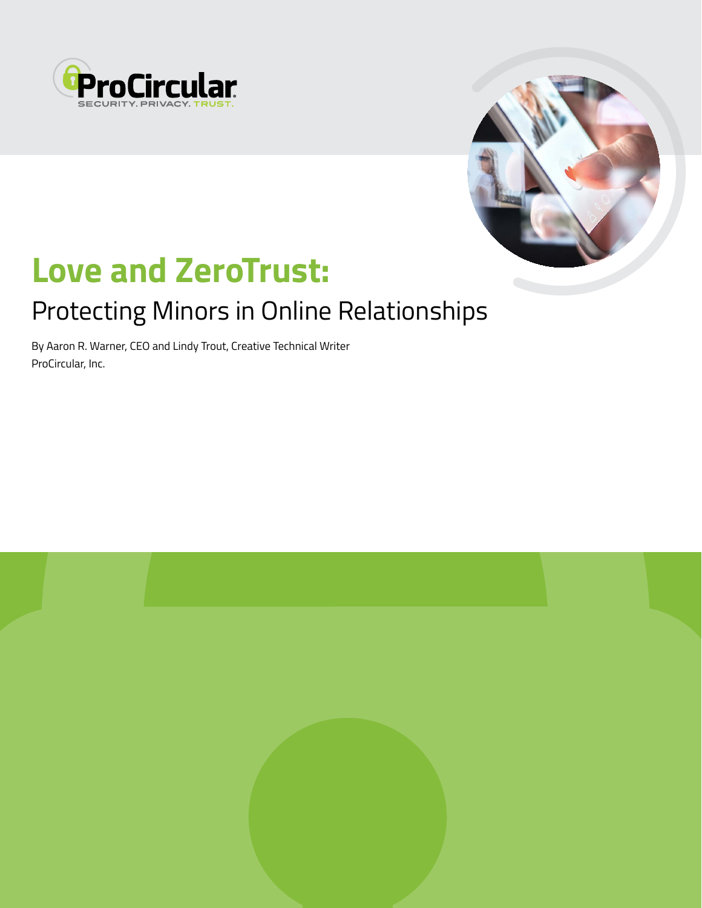ProCircular

SECURITY. PRIVACY. TRUST.

# Love and ZeroTrust:

## Protecting Minors in Online Relationships

By Aaron R. Warner, CEO and Lindy Trout, Creative Technical Writer
ProCircular, Inc.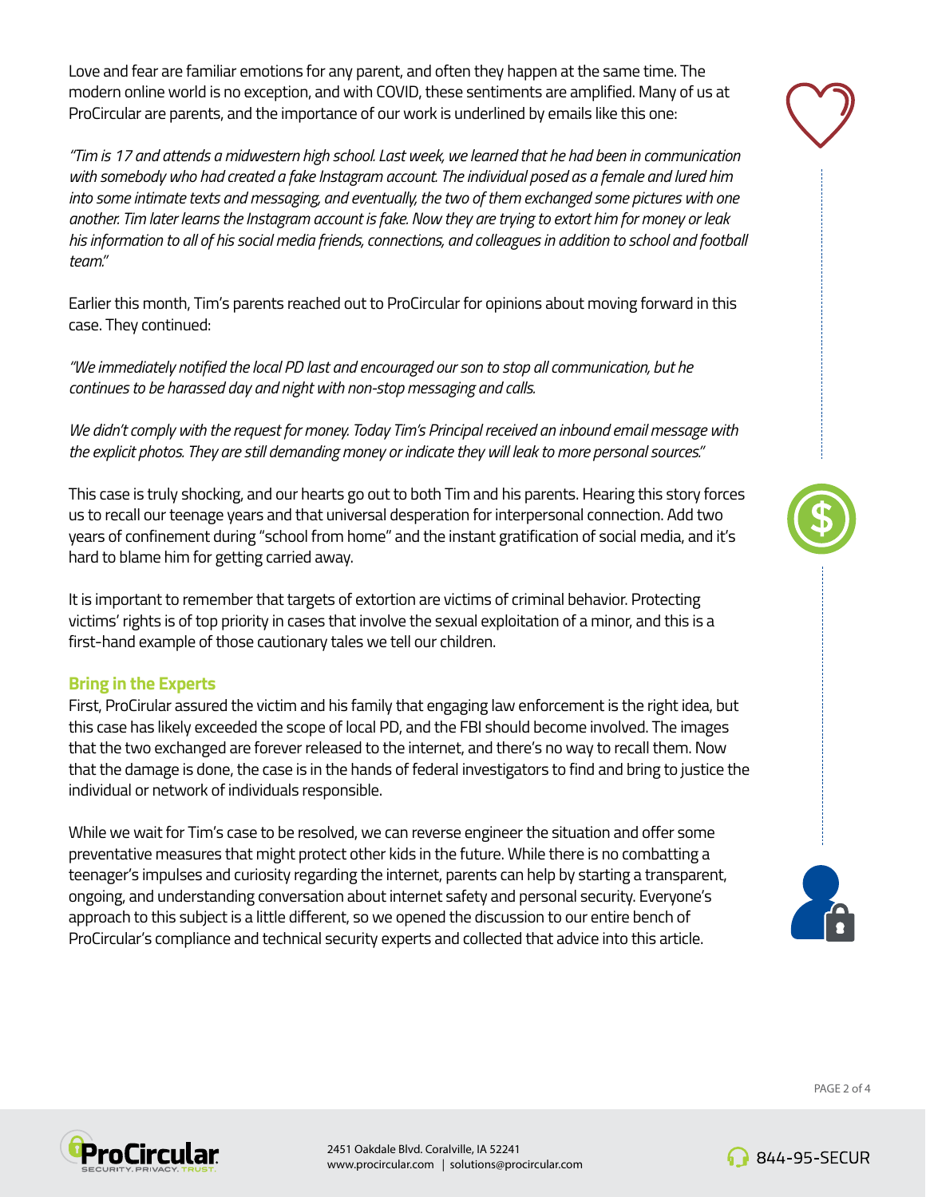Love and fear are familiar emotions for any parent, and often they happen at the same time. The modern online world is no exception, and with COVID, these sentiments are amplified. Many of us at ProCircular are parents, and the importance of our work is underlined by emails like this one:

*"Tim is 17 and attends a midwestern high school. Last week, we learned that he had been in communication with somebody who had created a fake Instagram account. The individual posed as a female and lured him into some intimate texts and messaging, and eventually, the two of them exchanged some pictures with one another. Tim later learns the Instagram account is fake. Now they are trying to extort him for money or leak his information to all of his social media friends, connections, and colleagues in addition to school and football team."*

Earlier this month, Tim's parents reached out to ProCircular for opinions about moving forward in this case. They continued:

*"We immediately notified the local PD last and encouraged our son to stop all communication, but he continues to be harassed day and night with non-stop messaging and calls.*

*We didn't comply with the request for money. Today Tim's Principal received an inbound email message with the explicit photos. They are still demanding money or indicate they will leak to more personal sources."*

This case is truly shocking, and our hearts go out to both Tim and his parents. Hearing this story forces us to recall our teenage years and that universal desperation for interpersonal connection. Add two years of confinement during "school from home" and the instant gratification of social media, and it's hard to blame him for getting carried away.

It is important to remember that targets of extortion are victims of criminal behavior. Protecting victims' rights is of top priority in cases that involve the sexual exploitation of a minor, and this is a first-hand example of those cautionary tales we tell our children.

## Bring in the Experts

First, ProCirular assured the victim and his family that engaging law enforcement is the right idea, but this case has likely exceeded the scope of local PD, and the FBI should become involved. The images that the two exchanged are forever released to the internet, and there's no way to recall them. Now that the damage is done, the case is in the hands of federal investigators to find and bring to justice the individual or network of individuals responsible.

While we wait for Tim's case to be resolved, we can reverse engineer the situation and offer some preventative measures that might protect other kids in the future. While there is no combatting a teenager's impulses and curiosity regarding the internet, parents can help by starting a transparent, ongoing, and understanding conversation about internet safety and personal security. Everyone's approach to this subject is a little different, so we opened the discussion to our entire bench of ProCircular's compliance and technical security experts and collected that advice into this article.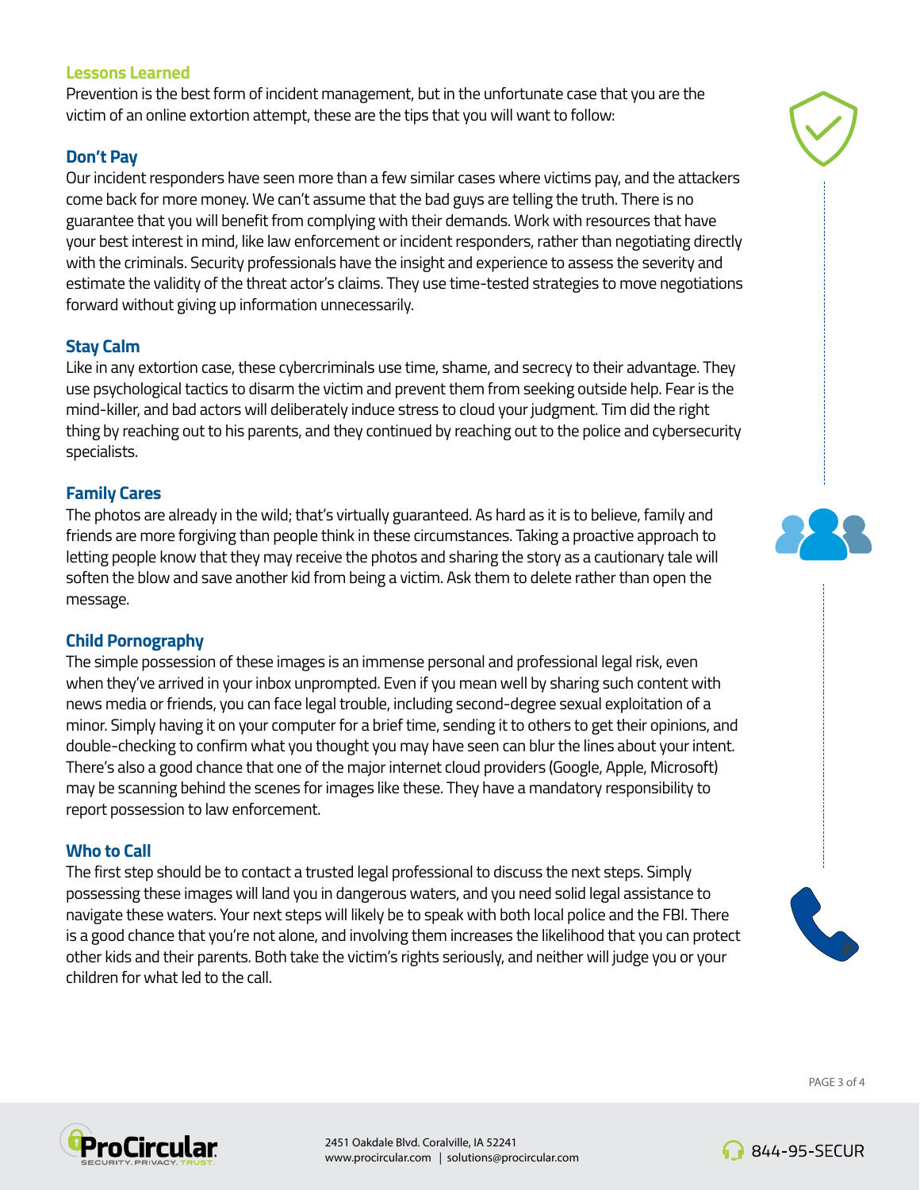## Lessons Learned

Prevention is the best form of incident management, but in the unfortunate case that you are the victim of an online extortion attempt, these are the tips that you will want to follow:

### Don't Pay

Our incident responders have seen more than a few similar cases where victims pay, and the attackers come back for more money. We can't assume that the bad guys are telling the truth. There is no guarantee that you will benefit from complying with their demands. Work with resources that have your best interest in mind, like law enforcement or incident responders, rather than negotiating directly with the criminals. Security professionals have the insight and experience to assess the severity and estimate the validity of the threat actor's claims. They use time-tested strategies to move negotiations forward without giving up information unnecessarily.

### Stay Calm

Like in any extortion case, these cybercriminals use time, shame, and secrecy to their advantage. They use psychological tactics to disarm the victim and prevent them from seeking outside help. Fear is the mind-killer, and bad actors will deliberately induce stress to cloud your judgment. Tim did the right thing by reaching out to his parents, and they continued by reaching out to the police and cybersecurity specialists.

### Family Cares

The photos are already in the wild; that's virtually guaranteed. As hard as it is to believe, family and friends are more forgiving than people think in these circumstances. Taking a proactive approach to letting people know that they may receive the photos and sharing the story as a cautionary tale will soften the blow and save another kid from being a victim. Ask them to delete rather than open the message.

### Child Pornography

The simple possession of these images is an immense personal and professional legal risk, even when they've arrived in your inbox unprompted. Even if you mean well by sharing such content with news media or friends, you can face legal trouble, including second-degree sexual exploitation of a minor. Simply having it on your computer for a brief time, sending it to others to get their opinions, and double-checking to confirm what you thought you may have seen can blur the lines about your intent. There's also a good chance that one of the major internet cloud providers (Google, Apple, Microsoft) may be scanning behind the scenes for images like these. They have a mandatory responsibility to report possession to law enforcement.

### Who to Call

The first step should be to contact a trusted legal professional to discuss the next steps. Simply possessing these images will land you in dangerous waters, and you need solid legal assistance to navigate these waters. Your next steps will likely be to speak with both local police and the FBI. There is a good chance that you're not alone, and involving them increases the likelihood that you can protect other kids and their parents. Both take the victim's rights seriously, and neither will judge you or your children for what led to the call.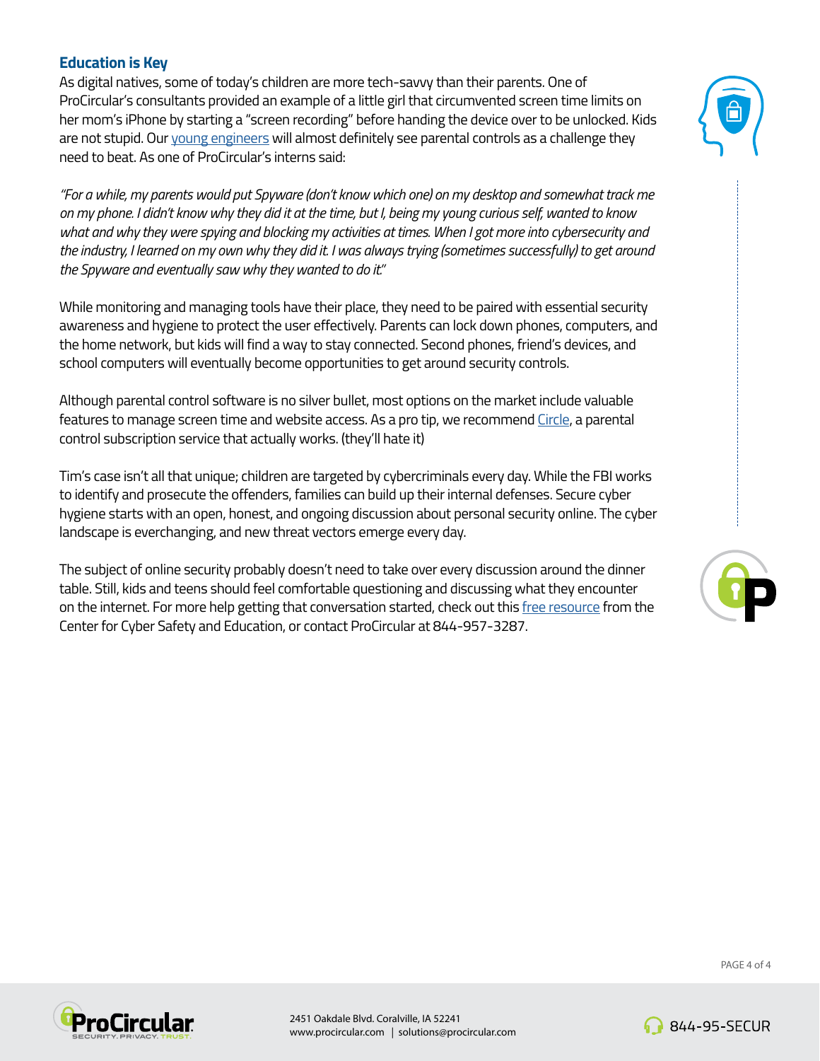## Education is Key

As digital natives, some of today's children are more tech-savvy than their parents. One of ProCircular's consultants provided an example of a little girl that circumvented screen time limits on her mom's iPhone by starting a "screen recording" before handing the device over to be unlocked. Kids are not stupid. Our young engineers will almost definitely see parental controls as a challenge they need to beat. As one of ProCircular's interns said:

*"For a while, my parents would put Spyware (don't know which one) on my desktop and somewhat track me on my phone. I didn't know why they did it at the time, but I, being my young curious self, wanted to know what and why they were spying and blocking my activities at times. When I got more into cybersecurity and the industry, I learned on my own why they did it. I was always trying (sometimes successfully) to get around the Spyware and eventually saw why they wanted to do it."*

While monitoring and managing tools have their place, they need to be paired with essential security awareness and hygiene to protect the user effectively. Parents can lock down phones, computers, and the home network, but kids will find a way to stay connected. Second phones, friend's devices, and school computers will eventually become opportunities to get around security controls.

Although parental control software is no silver bullet, most options on the market include valuable features to manage screen time and website access. As a pro tip, we recommend Circle, a parental control subscription service that actually works. (they'll hate it)

Tim's case isn't all that unique; children are targeted by cybercriminals every day. While the FBI works to identify and prosecute the offenders, families can build up their internal defenses. Secure cyber hygiene starts with an open, honest, and ongoing discussion about personal security online. The cyber landscape is everchanging, and new threat vectors emerge every day.

The subject of online security probably doesn't need to take over every discussion around the dinner table. Still, kids and teens should feel comfortable questioning and discussing what they encounter on the internet. For more help getting that conversation started, check out this free resource from the Center for Cyber Safety and Education, or contact ProCircular at 844-957-3287.